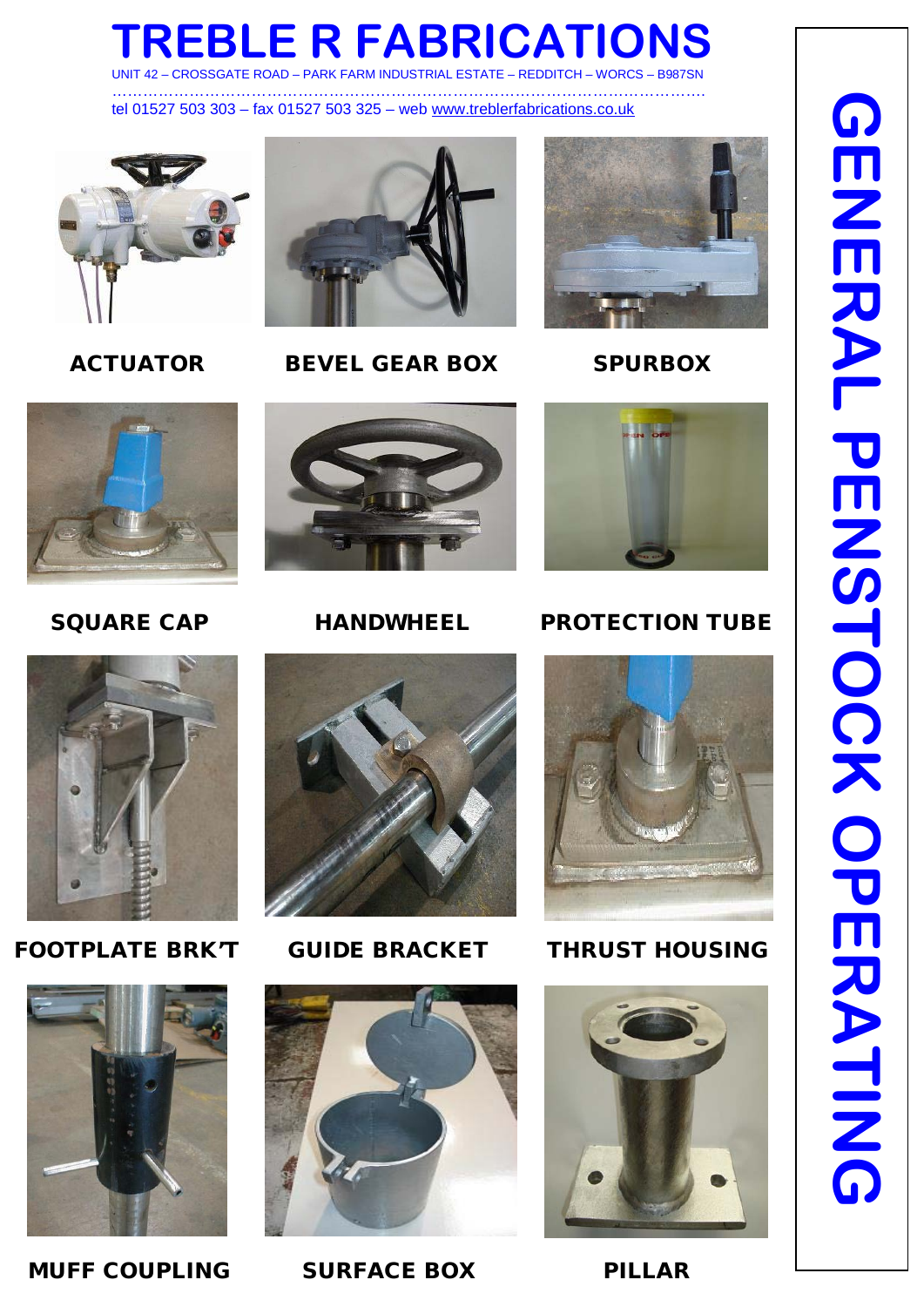# TREBLE R FABRICATIONS

UNIT 42 – CROSSGATE ROAD – PARK FARM INDUSTRIAL ESTATE – REDDITCH – WORCS – B987SN

tel 01527 503 303 – fax 01527 503 325 – web www.treblerfabrications.co.uk

## GENERAL PENSTOCK OPERATING

**ACTUATOR**

**BEVEL GEAR BOX**

**SPURBOX**

**SQUARE CAP**

**HANDWHEEL**

**PROTECTION TUBE**

**FOOTPLATE BRK'T**

**GUIDE BRACKET**

**THRUST HOUSING**

**MUFF COUPLING**

**SURFACE BOX**

**PILLAR**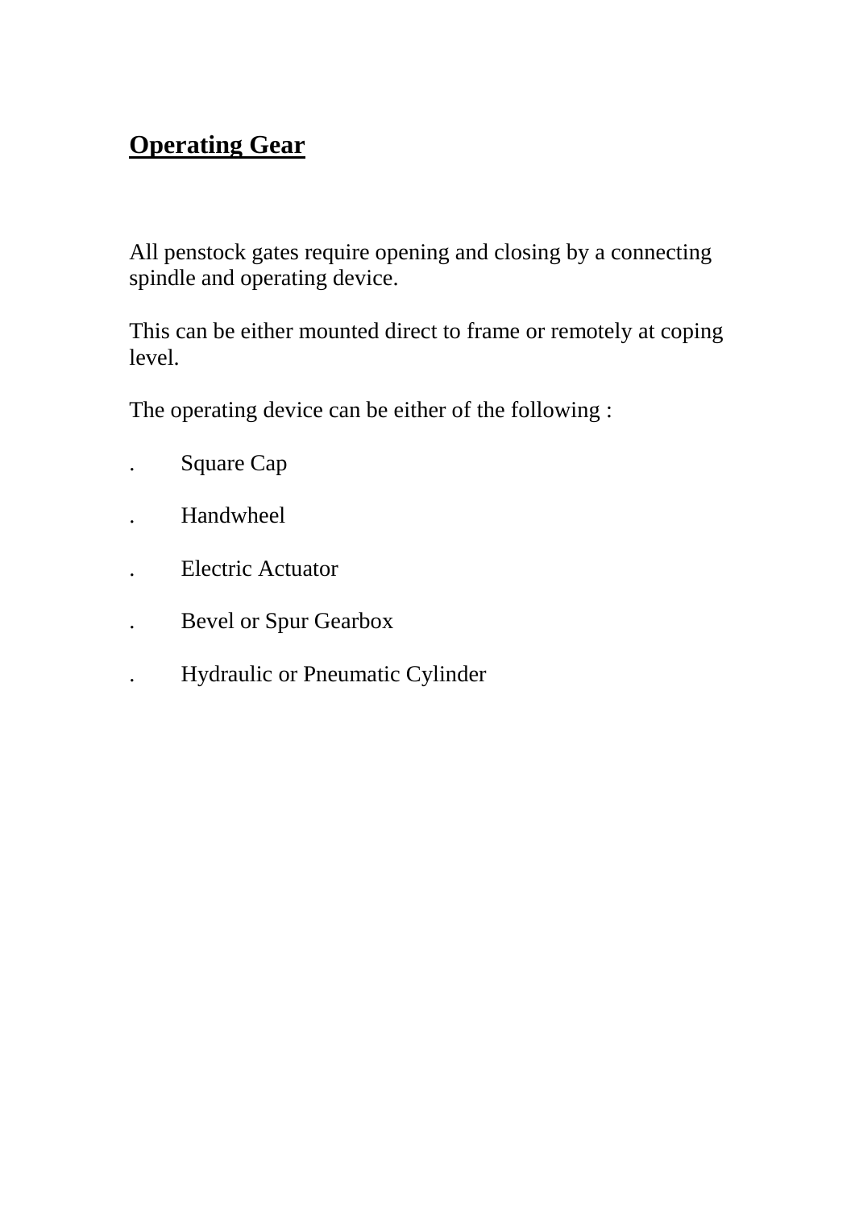## **Operating Gear**

All penstock gates require opening and closing by a connecting spindle and operating device.

This can be either mounted direct to frame or remotely at coping level.

The operating device can be either of the following :

- Square Cap
- Handwheel
- Electric Actuator
- Bevel or Spur Gearbox
- Hydraulic or Pneumatic Cylinder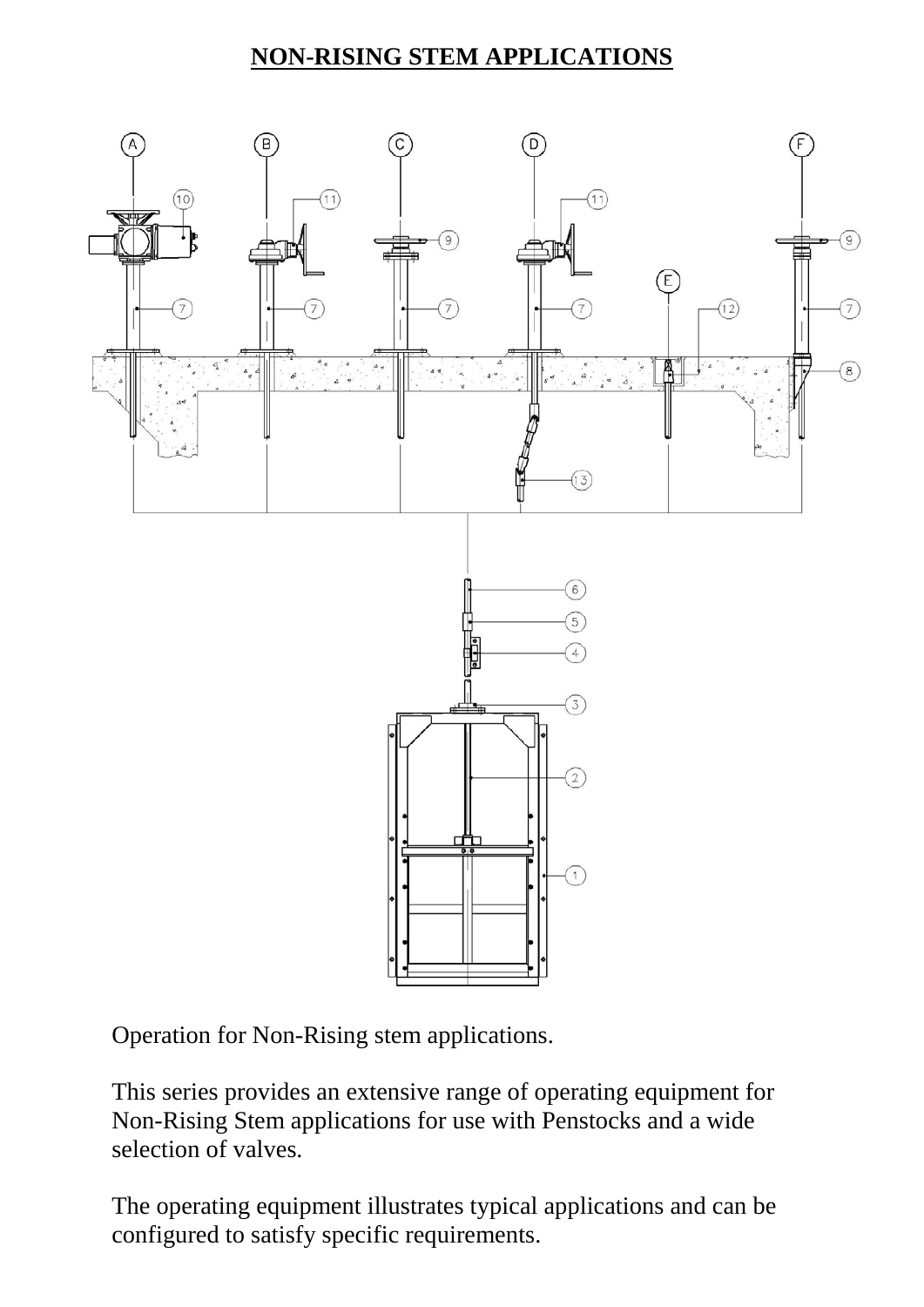# NON-RISING STEM APPLICATIONS

Operation for Non-Rising stem applications.

This series provides an extensive range of operating equipment for Non-Rising Stem applications for use with Penstocks and a wide selection of valves.

The operating equipment illustrates typical applications and can be configured to satisfy specific requirements.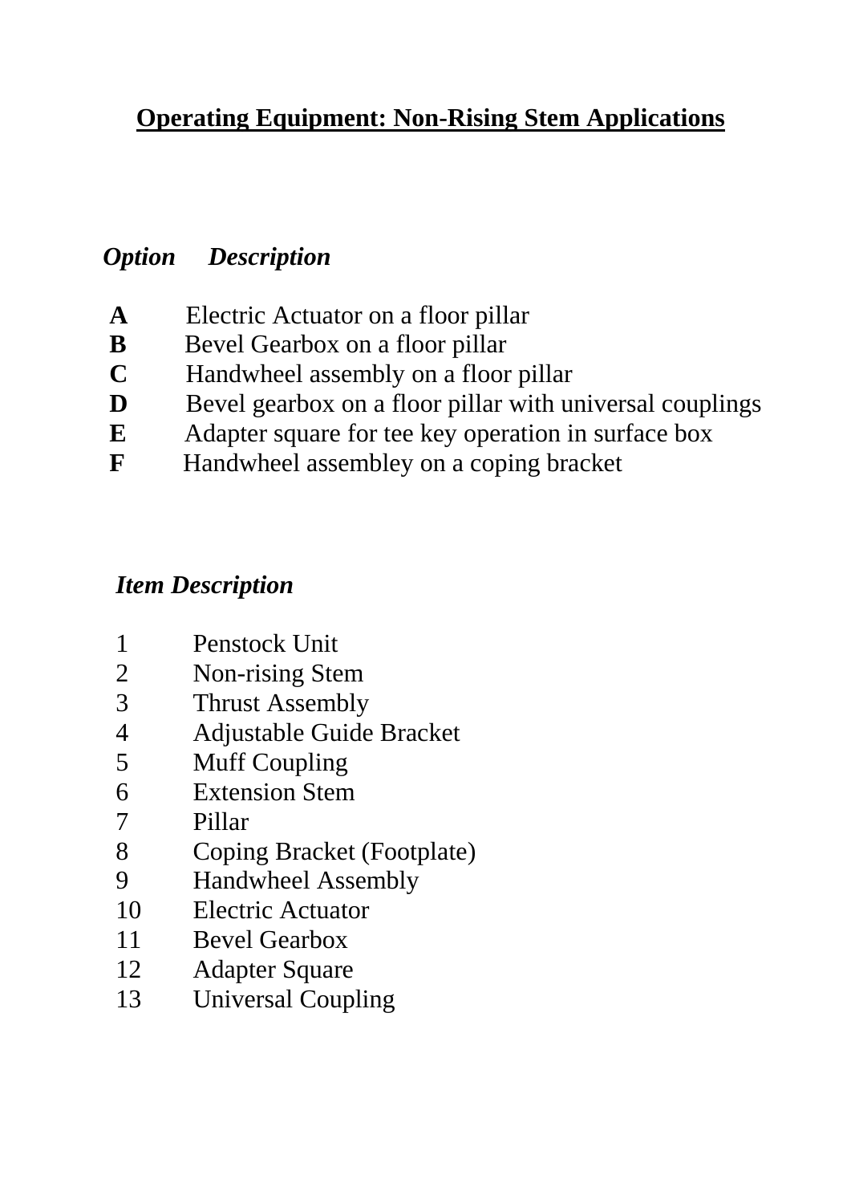# Operating Equipment: Non-Rising Stem Applications

| ***Option*** | ***Description*** |
| --- | --- |
| **A** | Electric Actuator on a floor pillar |
| **B** | Bevel Gearbox on a floor pillar |
| **C** | Handwheel assembly on a floor pillar |
| **D** | Bevel gearbox on a floor pillar with universal couplings |
| **E** | Adapter square for tee key operation in surface box |
| **F** | Handwheel assembley on a coping bracket |

| ***Item*** | ***Description*** |
| --- | --- |
| 1 | Penstock Unit |
| 2 | Non-rising Stem |
| 3 | Thrust Assembly |
| 4 | Adjustable Guide Bracket |
| 5 | Muff Coupling |
| 6 | Extension Stem |
| 7 | Pillar |
| 8 | Coping Bracket (Footplate) |
| 9 | Handwheel Assembly |
| 10 | Electric Actuator |
| 11 | Bevel Gearbox |
| 12 | Adapter Square |
| 13 | Universal Coupling |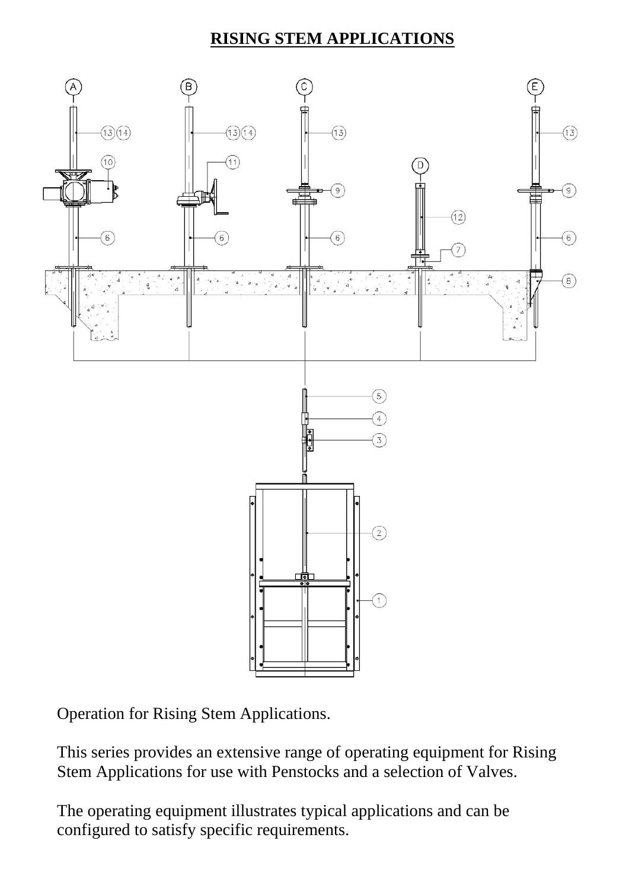# RISING STEM APPLICATIONS

Operation for Rising Stem Applications.

This series provides an extensive range of operating equipment for Rising Stem Applications for use with Penstocks and a selection of Valves.

The operating equipment illustrates typical applications and can be configured to satisfy specific requirements.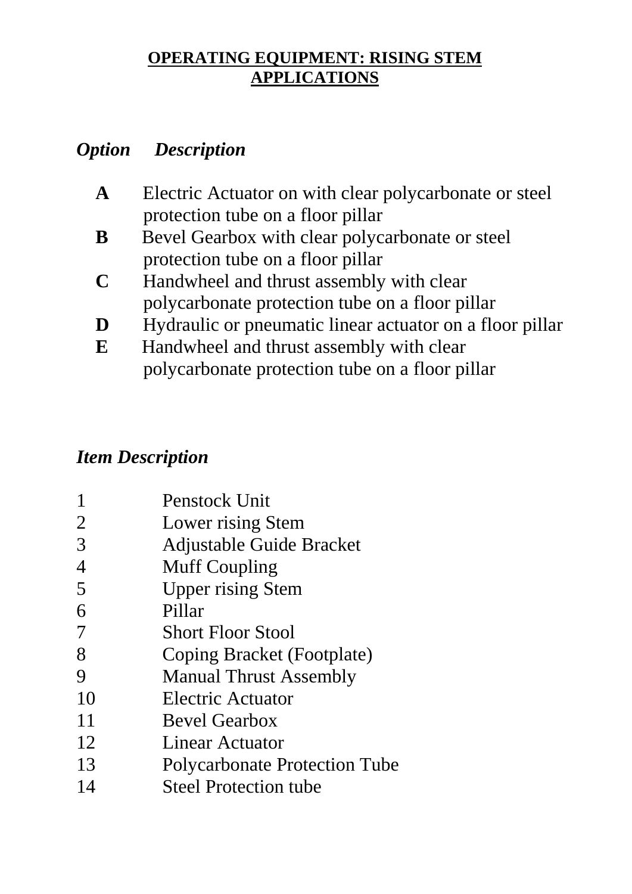## OPERATING EQUIPMENT: RISING STEM APPLICATIONS

| *Option* | *Description* |
|---|---|
| **A** | Electric Actuator on with clear polycarbonate or steel protection tube on a floor pillar |
| **B** | Bevel Gearbox with clear polycarbonate or steel protection tube on a floor pillar |
| **C** | Handwheel and thrust assembly with clear polycarbonate protection tube on a floor pillar |
| **D** | Hydraulic or pneumatic linear actuator on a floor pillar |
| **E** | Handwheel and thrust assembly with clear polycarbonate protection tube on a floor pillar |

| *Item* | *Description* |
|---|---|
| 1 | Penstock Unit |
| 2 | Lower rising Stem |
| 3 | Adjustable Guide Bracket |
| 4 | Muff Coupling |
| 5 | Upper rising Stem |
| 6 | Pillar |
| 7 | Short Floor Stool |
| 8 | Coping Bracket (Footplate) |
| 9 | Manual Thrust Assembly |
| 10 | Electric Actuator |
| 11 | Bevel Gearbox |
| 12 | Linear Actuator |
| 13 | Polycarbonate Protection Tube |
| 14 | Steel Protection tube |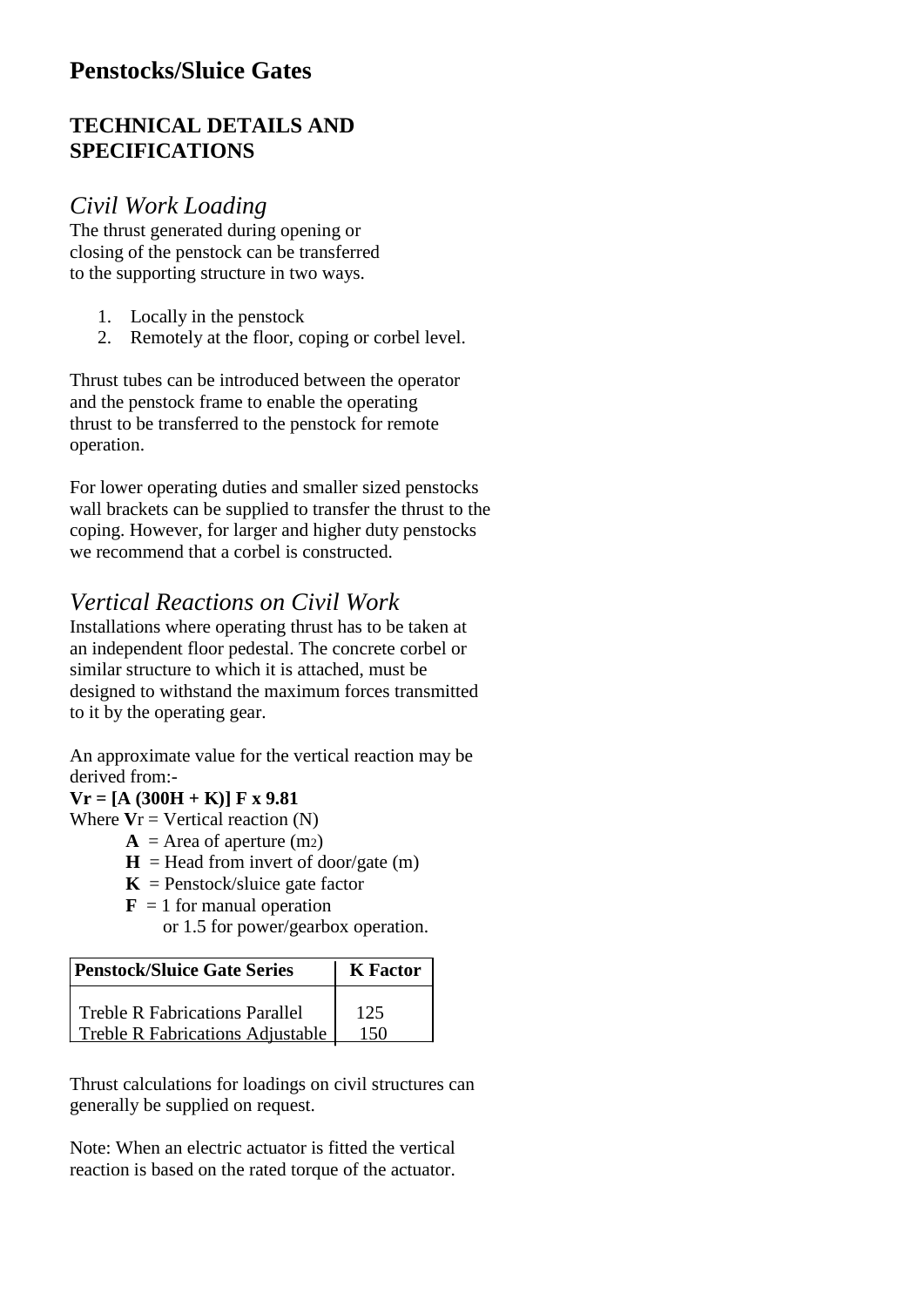# Penstocks/Sluice Gates

## TECHNICAL DETAILS AND SPECIFICATIONS

### *Civil Work Loading*

The thrust generated during opening or closing of the penstock can be transferred to the supporting structure in two ways.

1. Locally in the penstock
2. Remotely at the floor, coping or corbel level.

Thrust tubes can be introduced between the operator and the penstock frame to enable the operating thrust to be transferred to the penstock for remote operation.

For lower operating duties and smaller sized penstocks wall brackets can be supplied to transfer the thrust to the coping. However, for larger and higher duty penstocks we recommend that a corbel is constructed.

### *Vertical Reactions on Civil Work*

Installations where operating thrust has to be taken at an independent floor pedestal. The concrete corbel or similar structure to which it is attached, must be designed to withstand the maximum forces transmitted to it by the operating gear.

An approximate value for the vertical reaction may be derived from:-

$$V_r = [A\,(300H + K)]\,F \times 9.81$$

Where $V_r$ = Vertical reaction (N)

- $A$ = Area of aperture ($m^2$)
- $H$ = Head from invert of door/gate (m)
- $K$ = Penstock/sluice gate factor
- $F$ = 1 for manual operation or 1.5 for power/gearbox operation.

| Penstock/Sluice Gate Series | K Factor |
| --- | --- |
| Treble R Fabrications Parallel | 125 |
| Treble R Fabrications Adjustable | 150 |

Thrust calculations for loadings on civil structures can generally be supplied on request.

Note: When an electric actuator is fitted the vertical reaction is based on the rated torque of the actuator.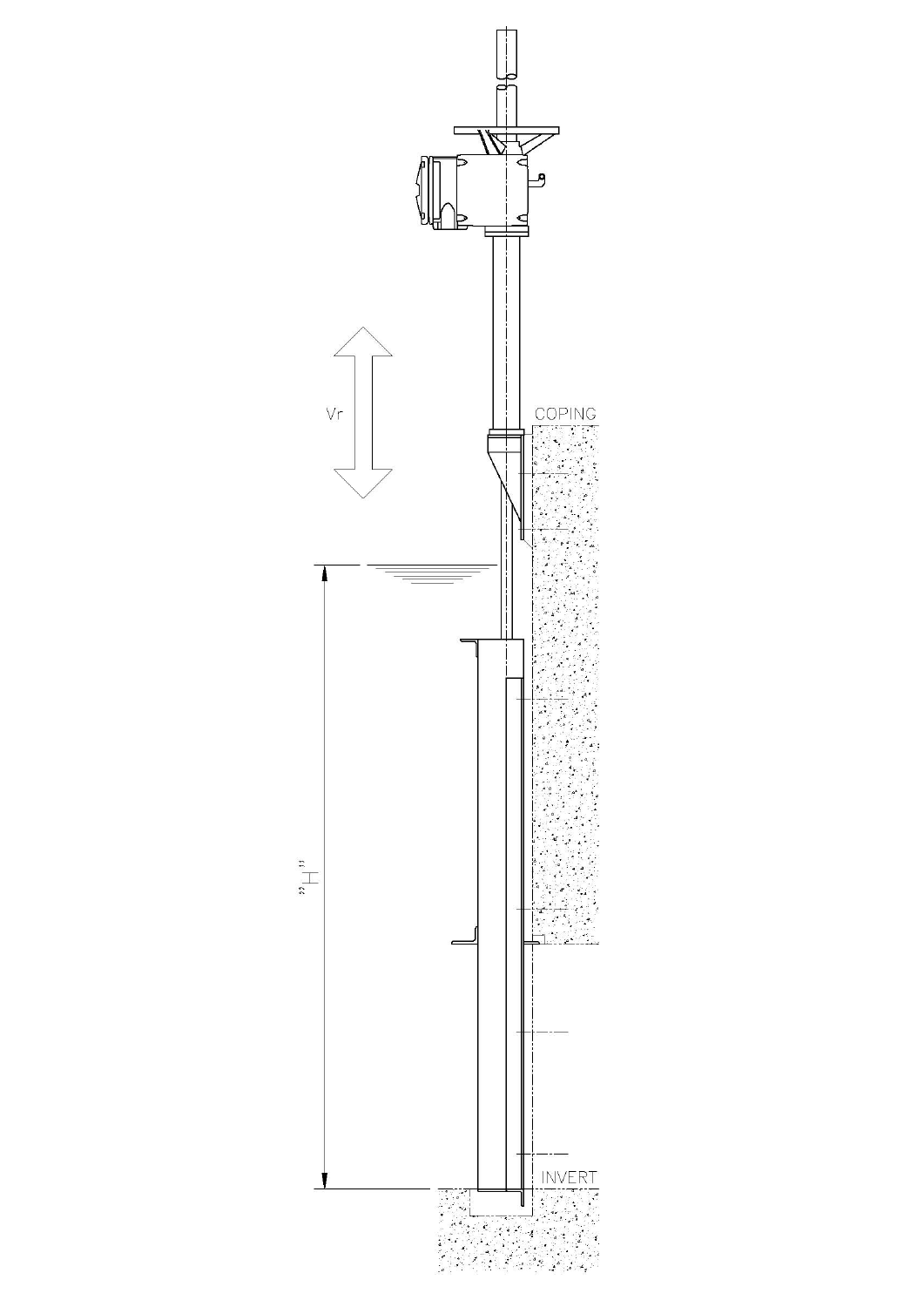Vr

COPING

"H"

INVERT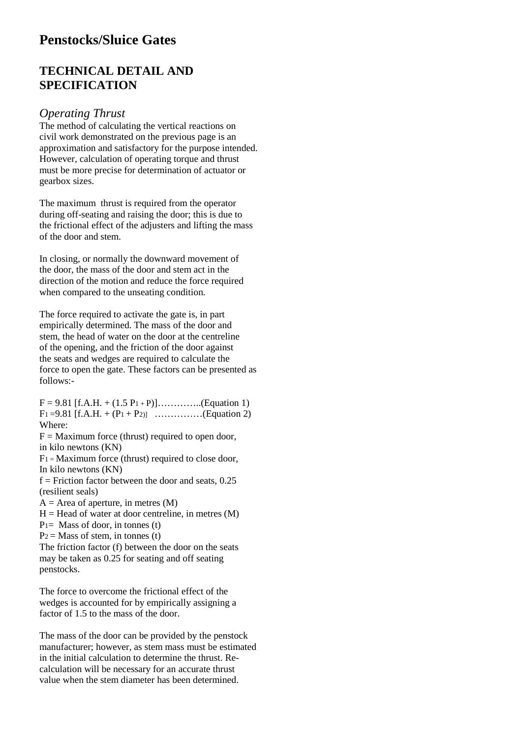# Penstocks/Sluice Gates

## TECHNICAL DETAIL AND SPECIFICATION

### *Operating Thrust*

The method of calculating the vertical reactions on civil work demonstrated on the previous page is an approximation and satisfactory for the purpose intended. However, calculation of operating torque and thrust must be more precise for determination of actuator or gearbox sizes.

The maximum thrust is required from the operator during off-seating and raising the door; this is due to the frictional effect of the adjusters and lifting the mass of the door and stem.

In closing, or normally the downward movement of the door, the mass of the door and stem act in the direction of the motion and reduce the force required when compared to the unseating condition.

The force required to activate the gate is, in part empirically determined. The mass of the door and stem, the head of water on the door at the centreline of the opening, and the friction of the door against the seats and wedges are required to calculate the force to open the gate. These factors can be presented as follows:-

$F = 9.81\ [f.A.H. + (1.5\ P_1 + P)]$…………..(Equation 1)

$F_1 = 9.81\ [f.A.H. + (P_1 + P_2)]$ ……………(Equation 2)

Where:

$F$ = Maximum force (thrust) required to open door, in kilo newtons (KN)

$F_1$ = Maximum force (thrust) required to close door, In kilo newtons (KN)

$f$ = Friction factor between the door and seats, 0.25 (resilient seals)

$A$ = Area of aperture, in metres (M)

$H$ = Head of water at door centreline, in metres (M)

$P_1$ = Mass of door, in tonnes (t)

$P_2$ = Mass of stem, in tonnes (t)

The friction factor (f) between the door on the seats may be taken as 0.25 for seating and off seating penstocks.

The force to overcome the frictional effect of the wedges is accounted for by empirically assigning a factor of 1.5 to the mass of the door.

The mass of the door can be provided by the penstock manufacturer; however, as stem mass must be estimated in the initial calculation to determine the thrust. Re-calculation will be necessary for an accurate thrust value when the stem diameter has been determined.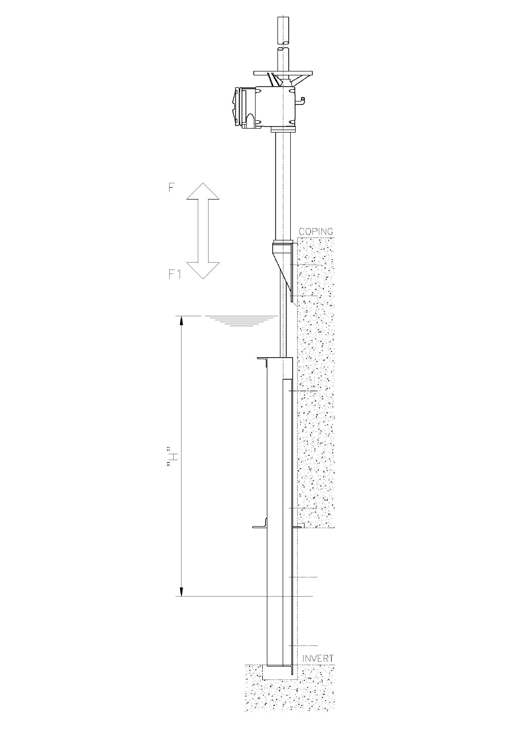F

F1

COPING

"H"

INVERT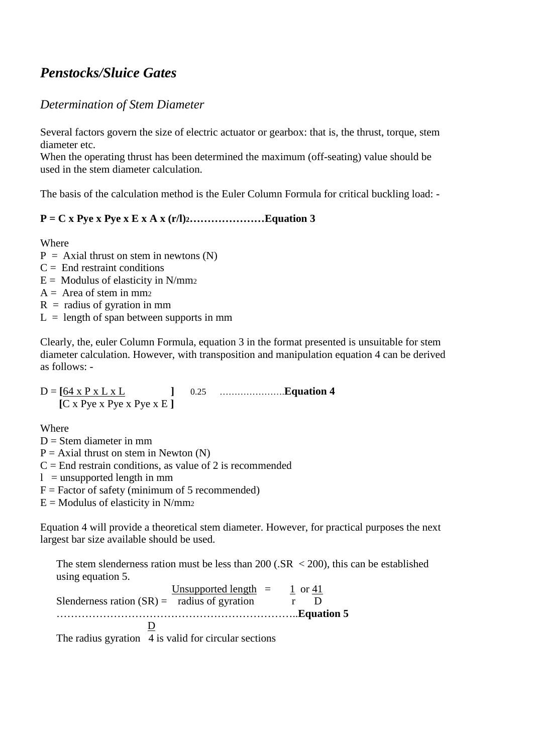## *Penstocks/Sluice Gates*

### *Determination of Stem Diameter*

Several factors govern the size of electric actuator or gearbox: that is, the thrust, torque, stem diameter etc.
When the operating thrust has been determined the maximum (off-seating) value should be used in the stem diameter calculation.

The basis of the calculation method is the Euler Column Formula for critical buckling load: -

**P = C x Pye x Pye x E x A x (r/l)2…………………Equation 3**

$$P = C \times \pi \times \pi \times E \times A \times (r/l)^2$$

Where
P = Axial thrust on stem in newtons (N)
C = End restraint conditions
E = Modulus of elasticity in $N/mm^2$
A = Area of stem in $mm^2$
R = radius of gyration in mm
L = length of span between supports in mm

Clearly, the, euler Column Formula, equation 3 in the format presented is unsuitable for stem diameter calculation. However, with transposition and manipulation equation 4 can be derived as follows: -

$$D = \left[\frac{64 \times P \times L \times L}{C \times \pi \times \pi \times \pi \times E}\right]^{0.25}$$ …………………**Equation 4**

Where
D = Stem diameter in mm
P = Axial thrust on stem in Newton (N)
C = End restrain conditions, as value of 2 is recommended
l = unsupported length in mm
F = Factor of safety (minimum of 5 recommended)
E = Modulus of elasticity in $N/mm^2$

Equation 4 will provide a theoretical stem diameter. However, for practical purposes the next largest bar size available should be used.

The stem slenderness ration must be less than 200 (.SR < 200), this can be established using equation 5.

$$\text{Slenderness ration (SR)} = \frac{\text{Unsupported length}}{\text{radius of gyration}} = \frac{1}{r} \text{ or } \frac{41}{D}$$ ………………………………………………………..**Equation 5**

The radius gyration $\frac{D}{4}$ is valid for circular sections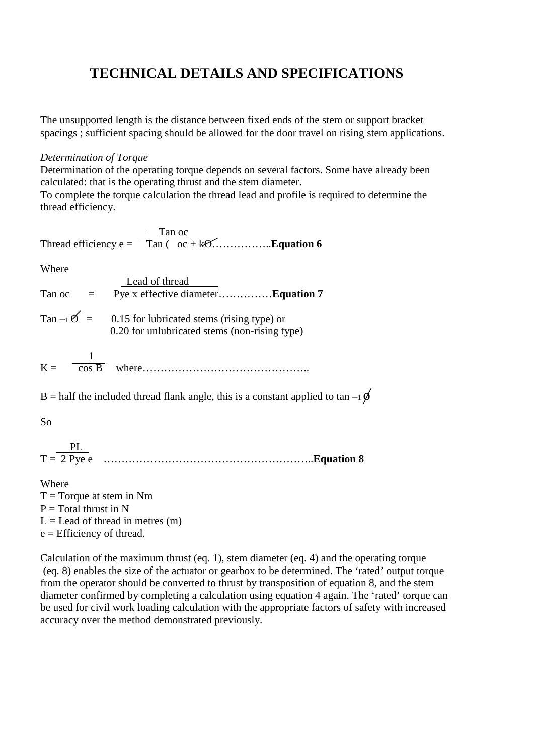# TECHNICAL DETAILS AND SPECIFICATIONS

The unsupported length is the distance between fixed ends of the stem or support bracket spacings ; sufficient spacing should be allowed for the door travel on rising stem applications.

*Determination of Torque*

Determination of the operating torque depends on several factors. Some have already been calculated: that is the operating thrust and the stem diameter.
To complete the torque calculation the thread lead and profile is required to determine the thread efficiency.

Thread efficiency $e = \dfrac{\text{Tan } \alpha}{\text{Tan } (\alpha + k\varnothing)}$ ……………..**Equation 6**

Where

$\text{Tan } \alpha = \dfrac{\text{Lead of thread}}{\pi \times \text{effective diameter}}$ ……………**Equation 7**

$\text{Tan}^{-1} \varnothing$ = 0.15 for lubricated stems (rising type) or
0.20 for unlubricated stems (non-rising type)

$K = \dfrac{1}{\cos B}$ where………………………………………..

B = half the included thread flank angle, this is a constant applied to $\tan^{-1} \varnothing$

So

$T = \dfrac{PL}{2 \pi e}$ …………………………………………………..**Equation 8**

Where
T = Torque at stem in Nm
P = Total thrust in N
L = Lead of thread in metres (m)
e = Efficiency of thread.

Calculation of the maximum thrust (eq. 1), stem diameter (eq. 4) and the operating torque (eq. 8) enables the size of the actuator or gearbox to be determined. The 'rated' output torque from the operator should be converted to thrust by transposition of equation 8, and the stem diameter confirmed by completing a calculation using equation 4 again. The 'rated' torque can be used for civil work loading calculation with the appropriate factors of safety with increased accuracy over the method demonstrated previously.